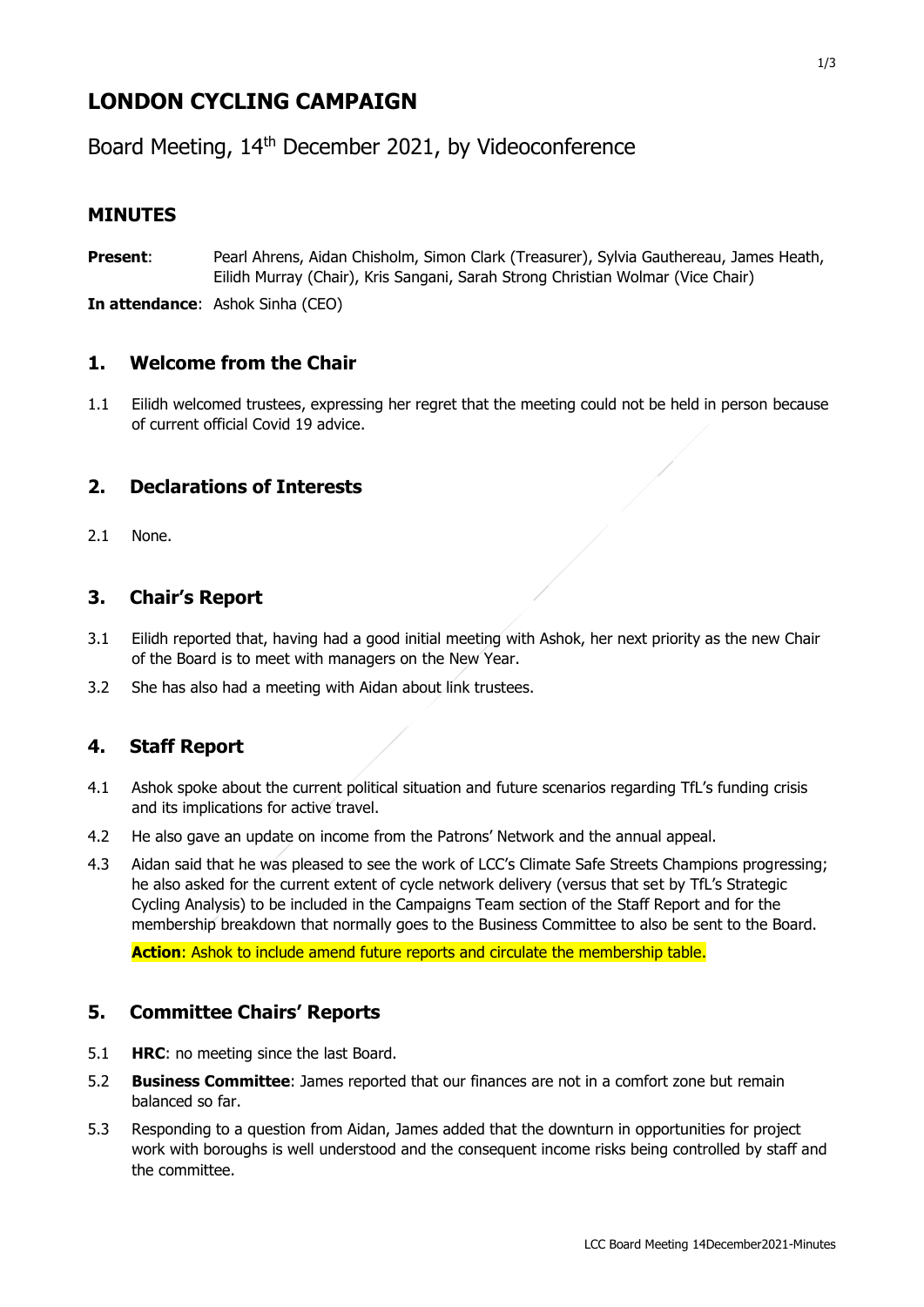# LONDON CYCLING CAMPAIGN

Board Meeting, 14th December 2021, by Videoconference

## MINUTES

**Present**: Pearl Ahrens, Aidan Chisholm, Simon Clark (Treasurer), Sylvia Gauthereau, James Heath, Eilidh Murray (Chair), Kris Sangani, Sarah Strong Christian Wolmar (Vice Chair)

**In attendance**: Ashok Sinha (CEO)

## 1. Welcome from the Chair

1.1 Eilidh welcomed trustees, expressing her regret that the meeting could not be held in person because of current official Covid 19 advice.

## 2. Declarations of Interests

2.1 None.

## 3. Chair's Report

3.1 Eilidh reported that, having had a good initial meeting with Ashok, her next priority as the new Chair of the Board is to meet with managers on the New Year.

3.2 She has also had a meeting with Aidan about link trustees.

## 4. Staff Report

4.1 Ashok spoke about the current political situation and future scenarios regarding TfL's funding crisis and its implications for active travel.

4.2 He also gave an update on income from the Patrons' Network and the annual appeal.

4.3 Aidan said that he was pleased to see the work of LCC's Climate Safe Streets Champions progressing; he also asked for the current extent of cycle network delivery (versus that set by TfL's Strategic Cycling Analysis) to be included in the Campaigns Team section of the Staff Report and for the membership breakdown that normally goes to the Business Committee to also be sent to the Board.

**Action**: Ashok to include amend future reports and circulate the membership table.

## 5. Committee Chairs' Reports

5.1 **HRC**: no meeting since the last Board.

5.2 **Business Committee**: James reported that our finances are not in a comfort zone but remain balanced so far.

5.3 Responding to a question from Aidan, James added that the downturn in opportunities for project work with boroughs is well understood and the consequent income risks being controlled by staff and the committee.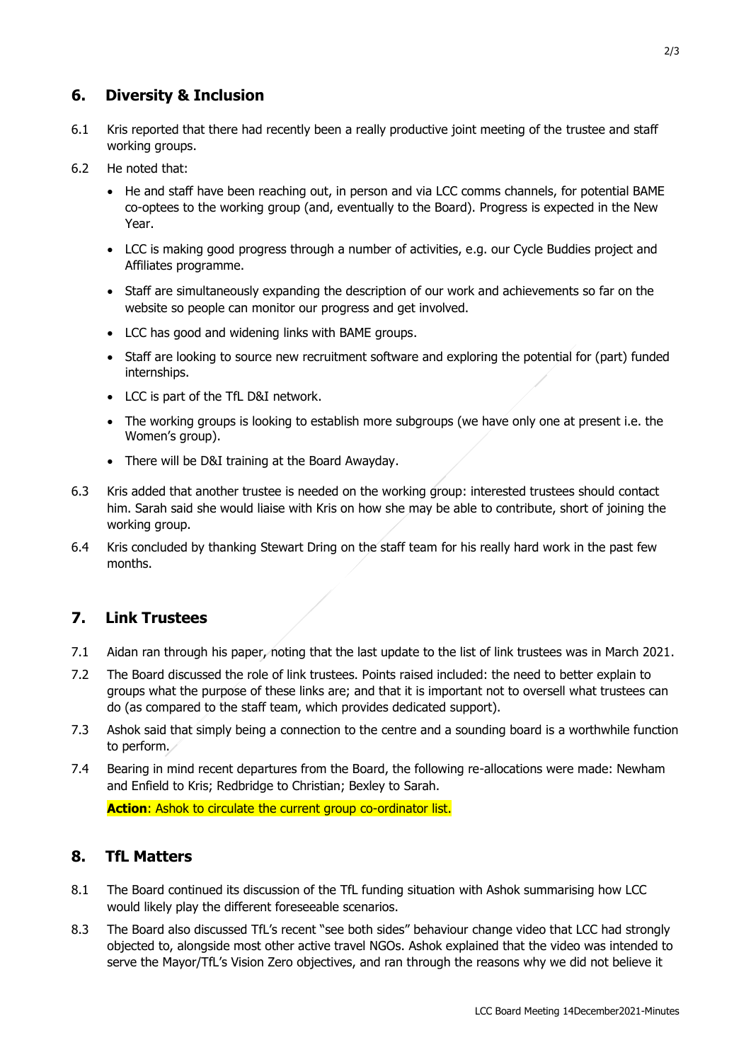## 6. Diversity & Inclusion

6.1 Kris reported that there had recently been a really productive joint meeting of the trustee and staff working groups.

6.2 He noted that:

- He and staff have been reaching out, in person and via LCC comms channels, for potential BAME co-optees to the working group (and, eventually to the Board). Progress is expected in the New Year.
- LCC is making good progress through a number of activities, e.g. our Cycle Buddies project and Affiliates programme.
- Staff are simultaneously expanding the description of our work and achievements so far on the website so people can monitor our progress and get involved.
- LCC has good and widening links with BAME groups.
- Staff are looking to source new recruitment software and exploring the potential for (part) funded internships.
- LCC is part of the TfL D&I network.
- The working groups is looking to establish more subgroups (we have only one at present i.e. the Women's group).
- There will be D&I training at the Board Awayday.

6.3 Kris added that another trustee is needed on the working group: interested trustees should contact him. Sarah said she would liaise with Kris on how she may be able to contribute, short of joining the working group.

6.4 Kris concluded by thanking Stewart Dring on the staff team for his really hard work in the past few months.

## 7. Link Trustees

7.1 Aidan ran through his paper, noting that the last update to the list of link trustees was in March 2021.

7.2 The Board discussed the role of link trustees. Points raised included: the need to better explain to groups what the purpose of these links are; and that it is important not to oversell what trustees can do (as compared to the staff team, which provides dedicated support).

7.3 Ashok said that simply being a connection to the centre and a sounding board is a worthwhile function to perform.

7.4 Bearing in mind recent departures from the Board, the following re-allocations were made: Newham and Enfield to Kris; Redbridge to Christian; Bexley to Sarah.

**Action**: Ashok to circulate the current group co-ordinator list.

## 8. TfL Matters

8.1 The Board continued its discussion of the TfL funding situation with Ashok summarising how LCC would likely play the different foreseeable scenarios.

8.3 The Board also discussed TfL's recent "see both sides" behaviour change video that LCC had strongly objected to, alongside most other active travel NGOs. Ashok explained that the video was intended to serve the Mayor/TfL's Vision Zero objectives, and ran through the reasons why we did not believe it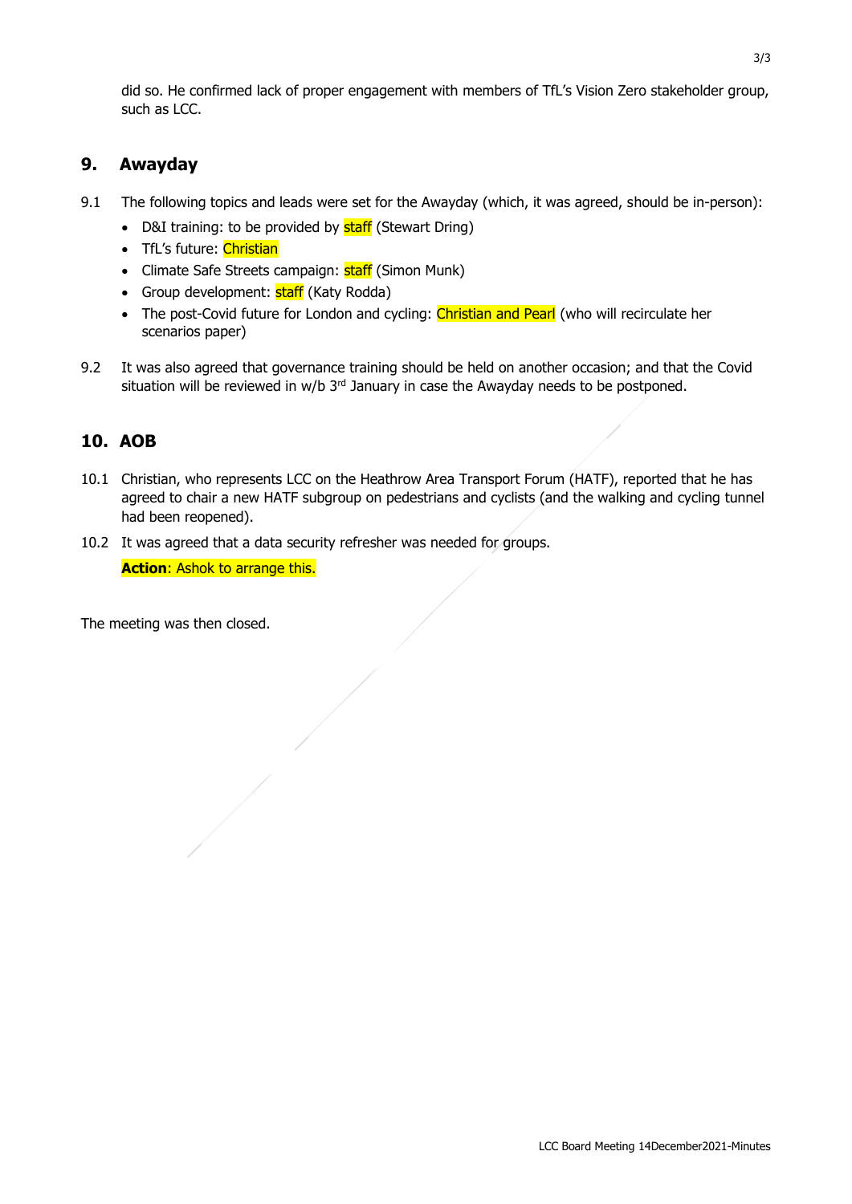did so. He confirmed lack of proper engagement with members of TfL's Vision Zero stakeholder group, such as LCC.

## 9. Awayday

9.1 The following topics and leads were set for the Awayday (which, it was agreed, should be in-person):

- D&I training: to be provided by staff (Stewart Dring)
- TfL's future: Christian
- Climate Safe Streets campaign: staff (Simon Munk)
- Group development: staff (Katy Rodda)
- The post-Covid future for London and cycling: Christian and Pearl (who will recirculate her scenarios paper)

9.2 It was also agreed that governance training should be held on another occasion; and that the Covid situation will be reviewed in w/b 3rd January in case the Awayday needs to be postponed.

## 10. AOB

10.1 Christian, who represents LCC on the Heathrow Area Transport Forum (HATF), reported that he has agreed to chair a new HATF subgroup on pedestrians and cyclists (and the walking and cycling tunnel had been reopened).

10.2 It was agreed that a data security refresher was needed for groups.

**Action**: Ashok to arrange this.

The meeting was then closed.